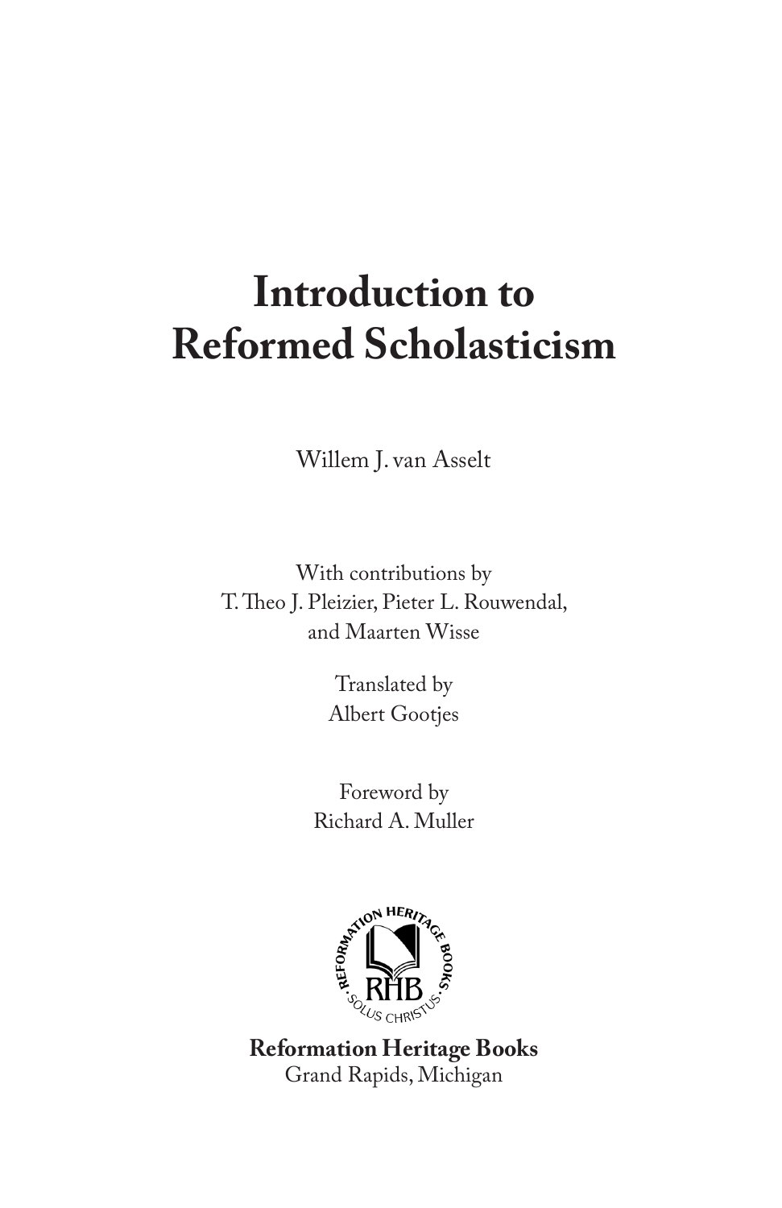# Introduction to Reformed Scholasticism

Willem J. van Asselt

With contributions by
T. Theo J. Pleizier, Pieter L. Rouwendal,
and Maarten Wisse

Translated by
Albert Gootjes

Foreword by
Richard A. Muller

**Reformation Heritage Books**
Grand Rapids, Michigan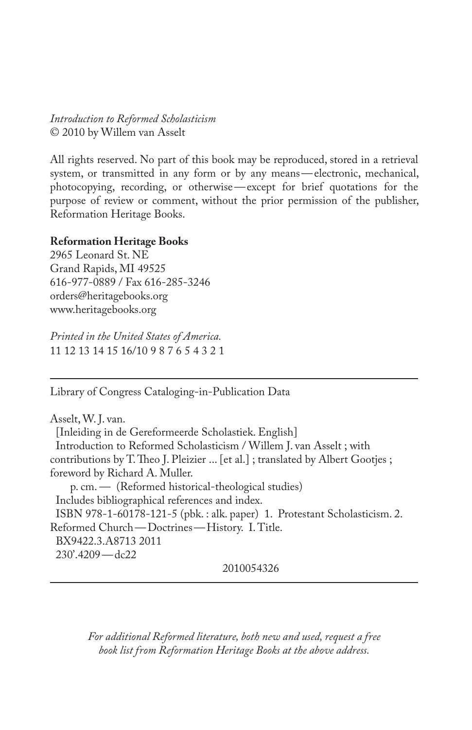*Introduction to Reformed Scholasticism*
© 2010 by Willem van Asselt

All rights reserved. No part of this book may be reproduced, stored in a retrieval system, or transmitted in any form or by any means—electronic, mechanical, photocopying, recording, or otherwise—except for brief quotations for the purpose of review or comment, without the prior permission of the publisher, Reformation Heritage Books.

**Reformation Heritage Books**
2965 Leonard St. NE
Grand Rapids, MI 49525
616-977-0889 / Fax 616-285-3246
orders@heritagebooks.org
www.heritagebooks.org

*Printed in the United States of America.*
11 12 13 14 15 16/10 9 8 7 6 5 4 3 2 1

---

Library of Congress Cataloging-in-Publication Data

Asselt, W. J. van.
[Inleiding in de Gereformeerde Scholastiek. English]
Introduction to Reformed Scholasticism / Willem J. van Asselt ; with contributions by T. Theo J. Pleizier ... [et al.] ; translated by Albert Gootjes ; foreword by Richard A. Muller.
p. cm. — (Reformed historical-theological studies)
Includes bibliographical references and index.
ISBN 978-1-60178-121-5 (pbk. : alk. paper) 1. Protestant Scholasticism. 2. Reformed Church—Doctrines—History. I. Title.
BX9422.3.A8713 2011
230'.4209—dc22

2010054326

---

*For additional Reformed literature, both new and used, request a free book list from Reformation Heritage Books at the above address.*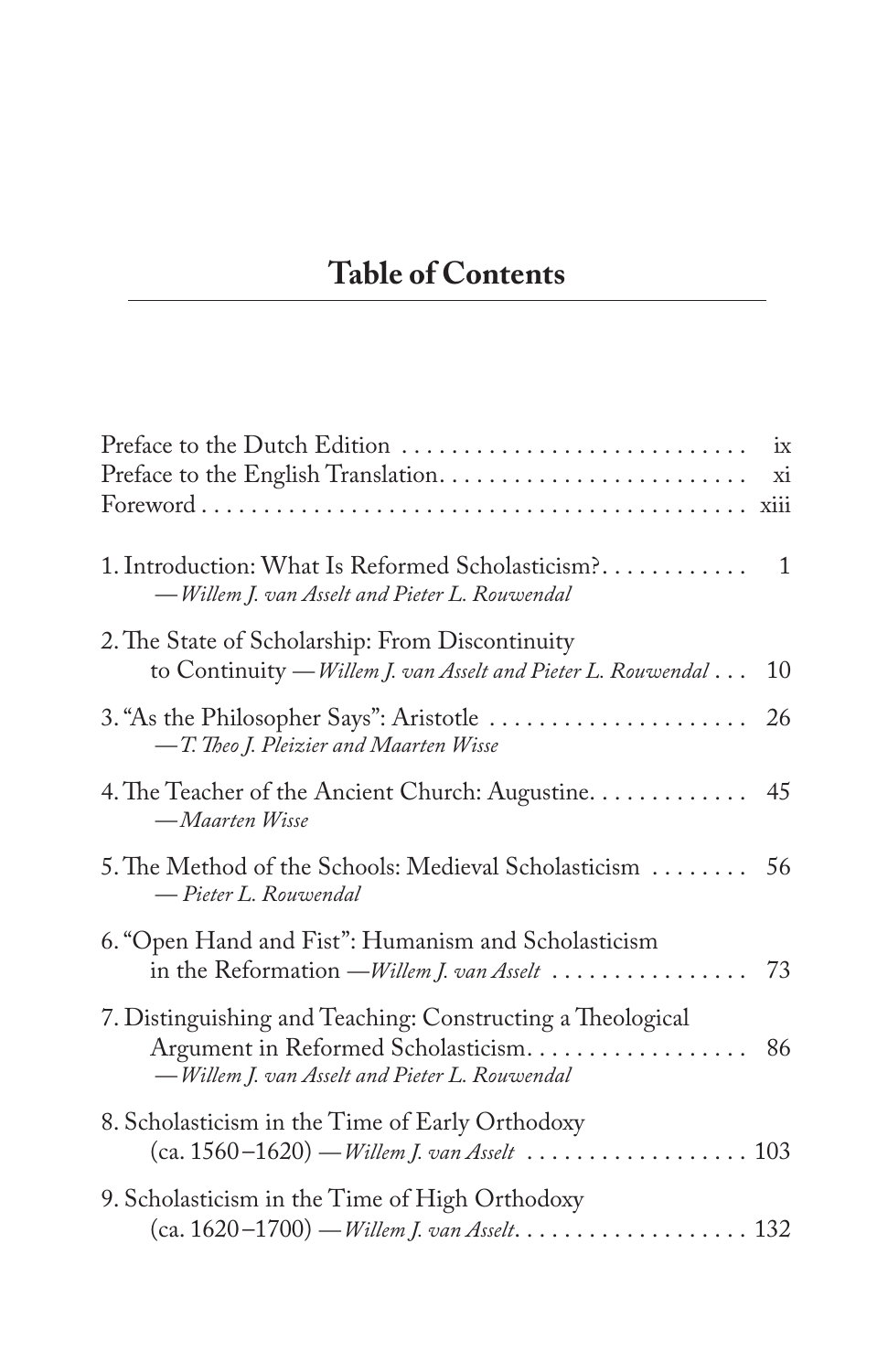# Table of Contents

Preface to the Dutch Edition . . . . . . . . . . . . . . . . . . . . . . . . . . . . ix
Preface to the English Translation. . . . . . . . . . . . . . . . . . . . . . . . . xi
Foreword . . . . . . . . . . . . . . . . . . . . . . . . . . . . . . . . . . . . . . . . . . . . . xiii

1. Introduction: What Is Reformed Scholasticism? . . . . . . . . . . . . 1
*—Willem J. van Asselt and Pieter L. Rouwendal*

2. The State of Scholarship: From Discontinuity to Continuity *—Willem J. van Asselt and Pieter L. Rouwendal* . . . 10

3. "As the Philosopher Says": Aristotle . . . . . . . . . . . . . . . . . . . . . 26
*—T. Theo J. Pleizier and Maarten Wisse*

4. The Teacher of the Ancient Church: Augustine. . . . . . . . . . . . . 45
*—Maarten Wisse*

5. The Method of the Schools: Medieval Scholasticism . . . . . . . . 56
*— Pieter L. Rouwendal*

6. "Open Hand and Fist": Humanism and Scholasticism in the Reformation *—Willem J. van Asselt* . . . . . . . . . . . . . . . . 73

7. Distinguishing and Teaching: Constructing a Theological Argument in Reformed Scholasticism. . . . . . . . . . . . . . . . . . 86
*—Willem J. van Asselt and Pieter L. Rouwendal*

8. Scholasticism in the Time of Early Orthodoxy (ca. 1560–1620) *—Willem J. van Asselt* . . . . . . . . . . . . . . . . . . 103

9. Scholasticism in the Time of High Orthodoxy (ca. 1620–1700) *—Willem J. van Asselt*. . . . . . . . . . . . . . . . . . . 132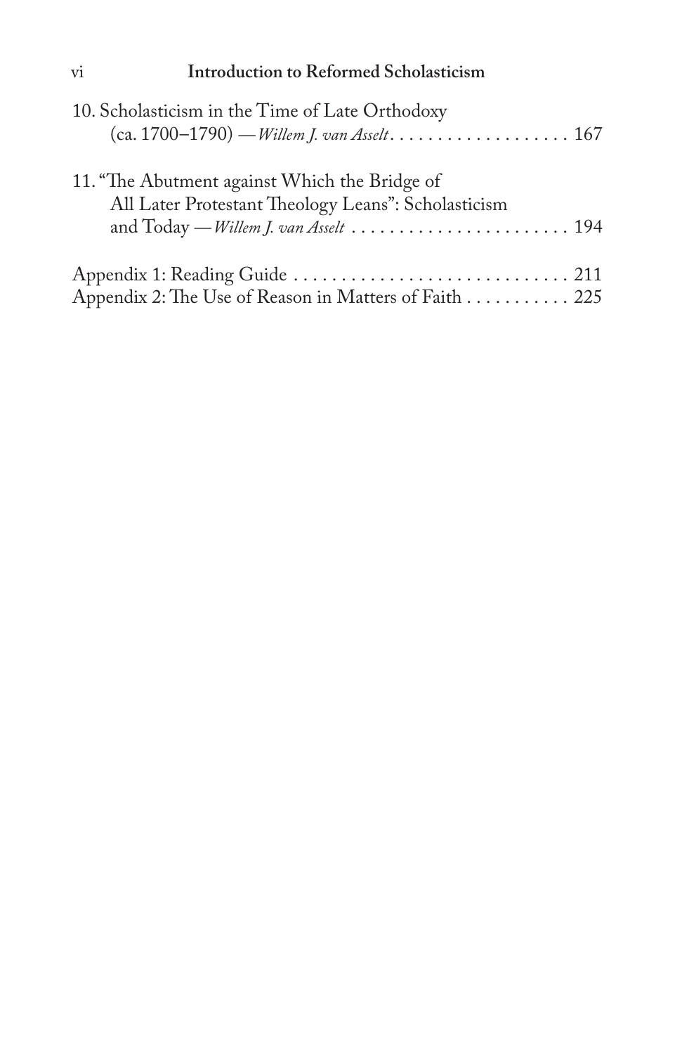10. Scholasticism in the Time of Late Orthodoxy (ca. 1700–1790) —*Willem J. van Asselt* . . . . . . . . . . . . . . . . . . . 167

11. "The Abutment against Which the Bridge of All Later Protestant Theology Leans": Scholasticism and Today —*Willem J. van Asselt* . . . . . . . . . . . . . . . . . . . . . . . 194

Appendix 1: Reading Guide . . . . . . . . . . . . . . . . . . . . . . . . . . . . . 211

Appendix 2: The Use of Reason in Matters of Faith . . . . . . . . . . . 225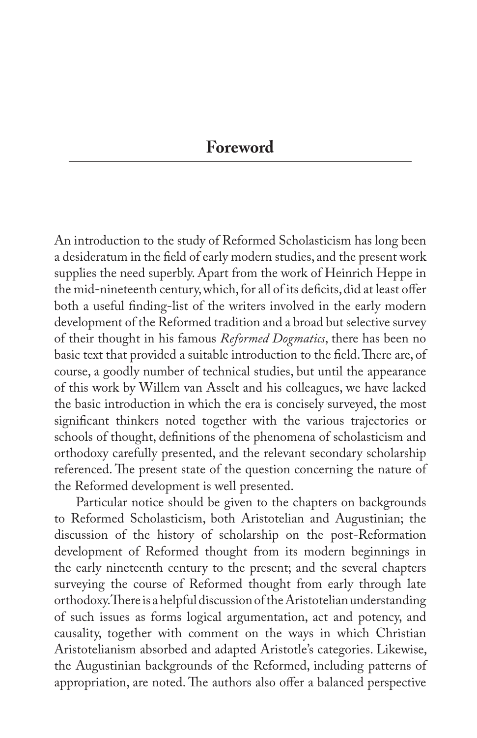## Foreword

An introduction to the study of Reformed Scholasticism has long been a desideratum in the field of early modern studies, and the present work supplies the need superbly. Apart from the work of Heinrich Heppe in the mid-nineteenth century, which, for all of its deficits, did at least offer both a useful finding-list of the writers involved in the early modern development of the Reformed tradition and a broad but selective survey of their thought in his famous *Reformed Dogmatics*, there has been no basic text that provided a suitable introduction to the field. There are, of course, a goodly number of technical studies, but until the appearance of this work by Willem van Asselt and his colleagues, we have lacked the basic introduction in which the era is concisely surveyed, the most significant thinkers noted together with the various trajectories or schools of thought, definitions of the phenomena of scholasticism and orthodoxy carefully presented, and the relevant secondary scholarship referenced. The present state of the question concerning the nature of the Reformed development is well presented.

Particular notice should be given to the chapters on backgrounds to Reformed Scholasticism, both Aristotelian and Augustinian; the discussion of the history of scholarship on the post-Reformation development of Reformed thought from its modern beginnings in the early nineteenth century to the present; and the several chapters surveying the course of Reformed thought from early through late orthodoxy. There is a helpful discussion of the Aristotelian understanding of such issues as forms logical argumentation, act and potency, and causality, together with comment on the ways in which Christian Aristotelianism absorbed and adapted Aristotle's categories. Likewise, the Augustinian backgrounds of the Reformed, including patterns of appropriation, are noted. The authors also offer a balanced perspective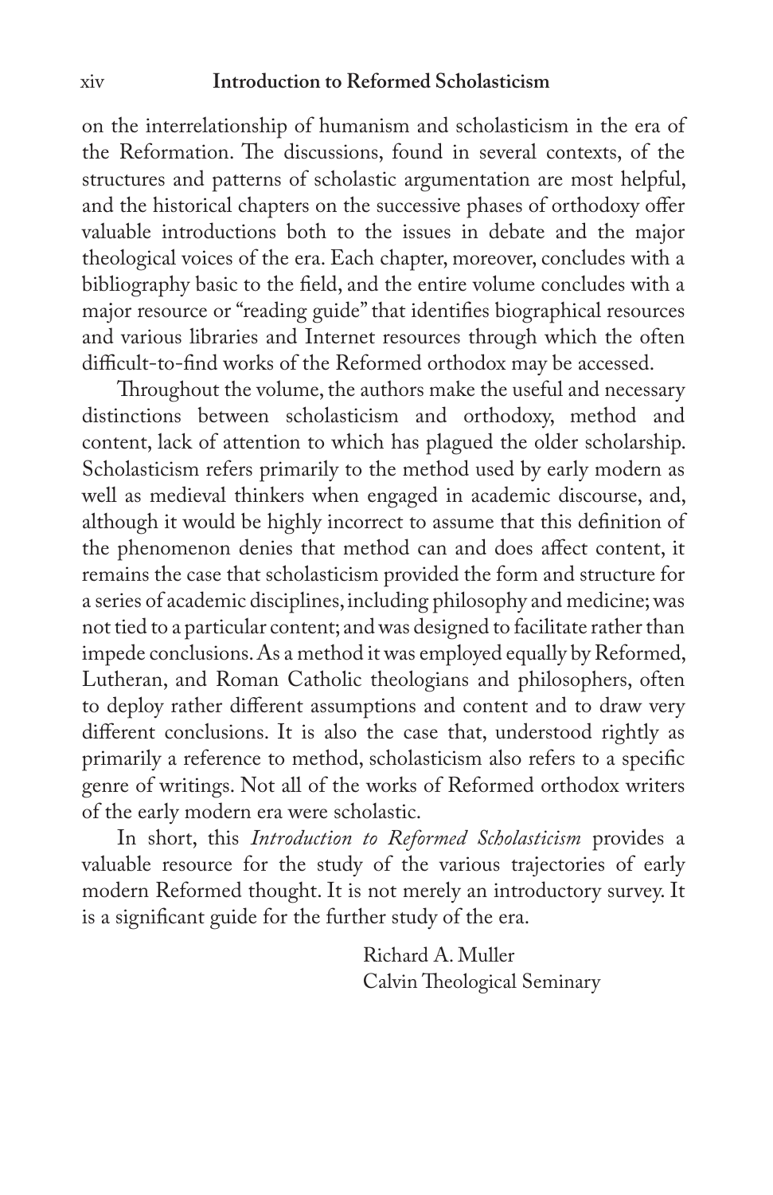on the interrelationship of humanism and scholasticism in the era of the Reformation. The discussions, found in several contexts, of the structures and patterns of scholastic argumentation are most helpful, and the historical chapters on the successive phases of orthodoxy offer valuable introductions both to the issues in debate and the major theological voices of the era. Each chapter, moreover, concludes with a bibliography basic to the field, and the entire volume concludes with a major resource or "reading guide" that identifies biographical resources and various libraries and Internet resources through which the often difficult-to-find works of the Reformed orthodox may be accessed.

Throughout the volume, the authors make the useful and necessary distinctions between scholasticism and orthodoxy, method and content, lack of attention to which has plagued the older scholarship. Scholasticism refers primarily to the method used by early modern as well as medieval thinkers when engaged in academic discourse, and, although it would be highly incorrect to assume that this definition of the phenomenon denies that method can and does affect content, it remains the case that scholasticism provided the form and structure for a series of academic disciplines, including philosophy and medicine; was not tied to a particular content; and was designed to facilitate rather than impede conclusions. As a method it was employed equally by Reformed, Lutheran, and Roman Catholic theologians and philosophers, often to deploy rather different assumptions and content and to draw very different conclusions. It is also the case that, understood rightly as primarily a reference to method, scholasticism also refers to a specific genre of writings. Not all of the works of Reformed orthodox writers of the early modern era were scholastic.

In short, this *Introduction to Reformed Scholasticism* provides a valuable resource for the study of the various trajectories of early modern Reformed thought. It is not merely an introductory survey. It is a significant guide for the further study of the era.

Richard A. Muller  
Calvin Theological Seminary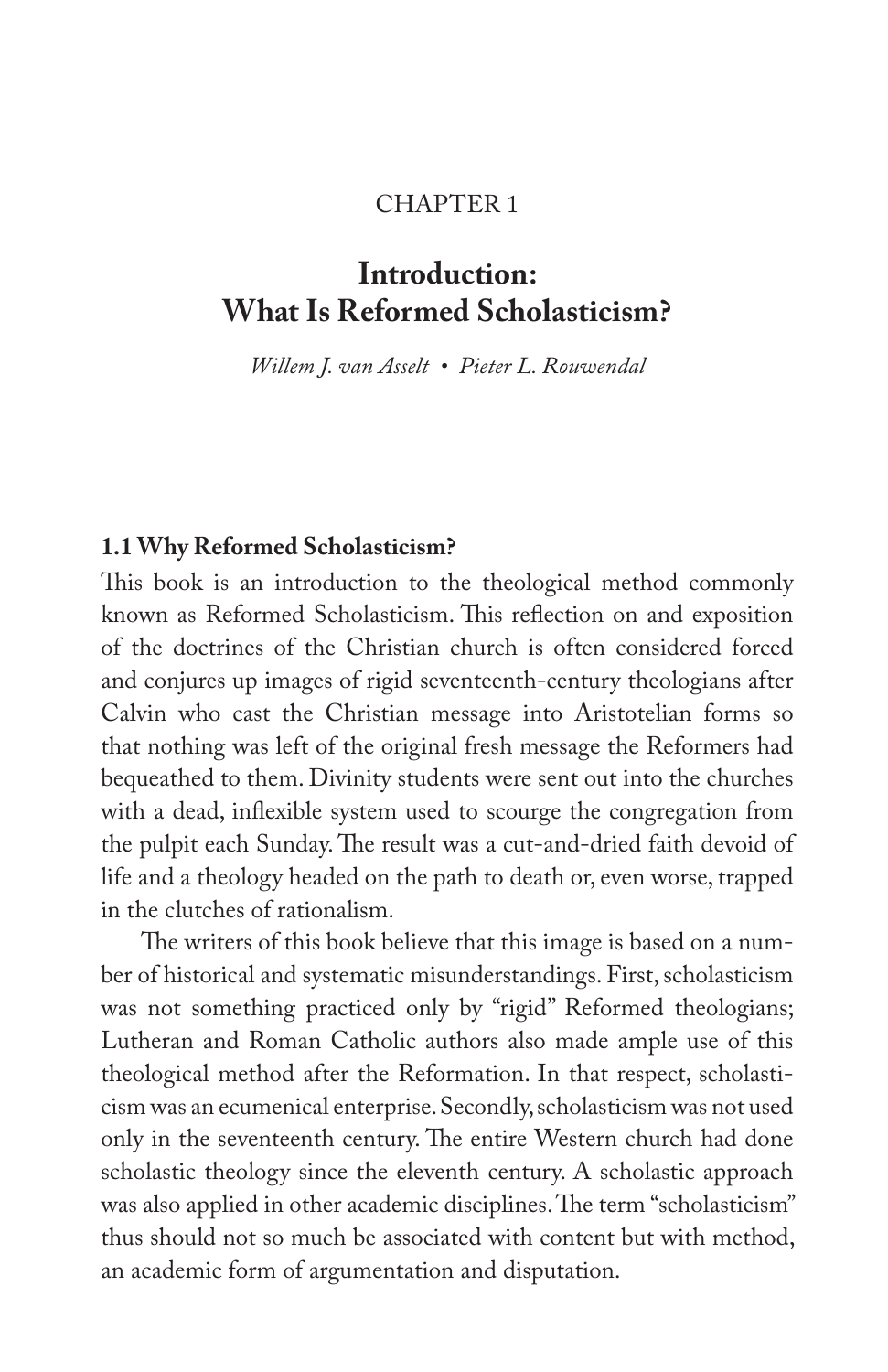CHAPTER 1

# Introduction: What Is Reformed Scholasticism?

*Willem J. van Asselt • Pieter L. Rouwendal*

## 1.1 Why Reformed Scholasticism?

This book is an introduction to the theological method commonly known as Reformed Scholasticism. This reflection on and exposition of the doctrines of the Christian church is often considered forced and conjures up images of rigid seventeenth-century theologians after Calvin who cast the Christian message into Aristotelian forms so that nothing was left of the original fresh message the Reformers had bequeathed to them. Divinity students were sent out into the churches with a dead, inflexible system used to scourge the congregation from the pulpit each Sunday. The result was a cut-and-dried faith devoid of life and a theology headed on the path to death or, even worse, trapped in the clutches of rationalism.

The writers of this book believe that this image is based on a number of historical and systematic misunderstandings. First, scholasticism was not something practiced only by "rigid" Reformed theologians; Lutheran and Roman Catholic authors also made ample use of this theological method after the Reformation. In that respect, scholasticism was an ecumenical enterprise. Secondly, scholasticism was not used only in the seventeenth century. The entire Western church had done scholastic theology since the eleventh century. A scholastic approach was also applied in other academic disciplines. The term "scholasticism" thus should not so much be associated with content but with method, an academic form of argumentation and disputation.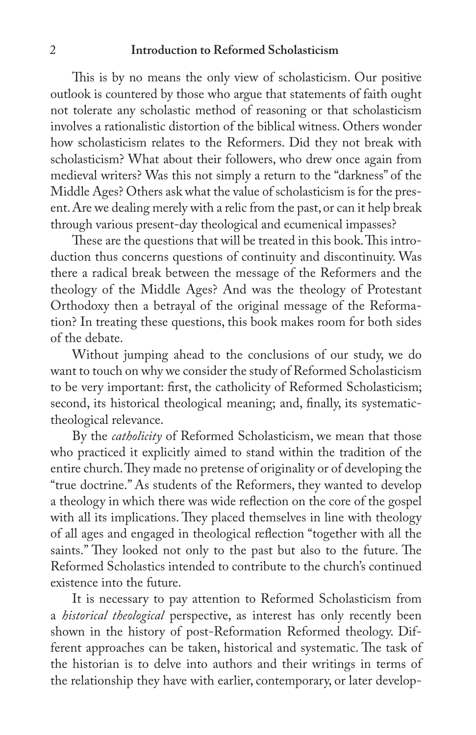This is by no means the only view of scholasticism. Our positive outlook is countered by those who argue that statements of faith ought not tolerate any scholastic method of reasoning or that scholasticism involves a rationalistic distortion of the biblical witness. Others wonder how scholasticism relates to the Reformers. Did they not break with scholasticism? What about their followers, who drew once again from medieval writers? Was this not simply a return to the "darkness" of the Middle Ages? Others ask what the value of scholasticism is for the present. Are we dealing merely with a relic from the past, or can it help break through various present-day theological and ecumenical impasses?

These are the questions that will be treated in this book. This introduction thus concerns questions of continuity and discontinuity. Was there a radical break between the message of the Reformers and the theology of the Middle Ages? And was the theology of Protestant Orthodoxy then a betrayal of the original message of the Reformation? In treating these questions, this book makes room for both sides of the debate.

Without jumping ahead to the conclusions of our study, we do want to touch on why we consider the study of Reformed Scholasticism to be very important: first, the catholicity of Reformed Scholasticism; second, its historical theological meaning; and, finally, its systematic-theological relevance.

By the *catholicity* of Reformed Scholasticism, we mean that those who practiced it explicitly aimed to stand within the tradition of the entire church. They made no pretense of originality or of developing the "true doctrine." As students of the Reformers, they wanted to develop a theology in which there was wide reflection on the core of the gospel with all its implications. They placed themselves in line with theology of all ages and engaged in theological reflection "together with all the saints." They looked not only to the past but also to the future. The Reformed Scholastics intended to contribute to the church's continued existence into the future.

It is necessary to pay attention to Reformed Scholasticism from a *historical theological* perspective, as interest has only recently been shown in the history of post-Reformation Reformed theology. Different approaches can be taken, historical and systematic. The task of the historian is to delve into authors and their writings in terms of the relationship they have with earlier, contemporary, or later develop-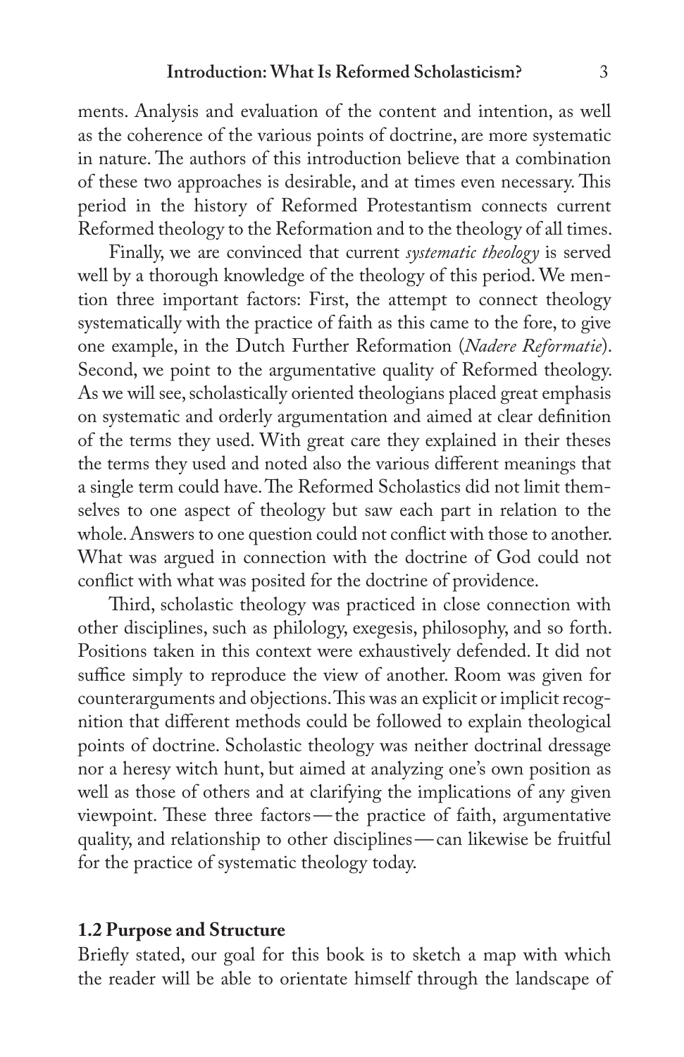ments. Analysis and evaluation of the content and intention, as well as the coherence of the various points of doctrine, are more systematic in nature. The authors of this introduction believe that a combination of these two approaches is desirable, and at times even necessary. This period in the history of Reformed Protestantism connects current Reformed theology to the Reformation and to the theology of all times.

Finally, we are convinced that current *systematic theology* is served well by a thorough knowledge of the theology of this period. We mention three important factors: First, the attempt to connect theology systematically with the practice of faith as this came to the fore, to give one example, in the Dutch Further Reformation (*Nadere Reformatie*). Second, we point to the argumentative quality of Reformed theology. As we will see, scholastically oriented theologians placed great emphasis on systematic and orderly argumentation and aimed at clear definition of the terms they used. With great care they explained in their theses the terms they used and noted also the various different meanings that a single term could have. The Reformed Scholastics did not limit themselves to one aspect of theology but saw each part in relation to the whole. Answers to one question could not conflict with those to another. What was argued in connection with the doctrine of God could not conflict with what was posited for the doctrine of providence.

Third, scholastic theology was practiced in close connection with other disciplines, such as philology, exegesis, philosophy, and so forth. Positions taken in this context were exhaustively defended. It did not suffice simply to reproduce the view of another. Room was given for counterarguments and objections. This was an explicit or implicit recognition that different methods could be followed to explain theological points of doctrine. Scholastic theology was neither doctrinal dressage nor a heresy witch hunt, but aimed at analyzing one's own position as well as those of others and at clarifying the implications of any given viewpoint. These three factors—the practice of faith, argumentative quality, and relationship to other disciplines—can likewise be fruitful for the practice of systematic theology today.

## 1.2 Purpose and Structure

Briefly stated, our goal for this book is to sketch a map with which the reader will be able to orientate himself through the landscape of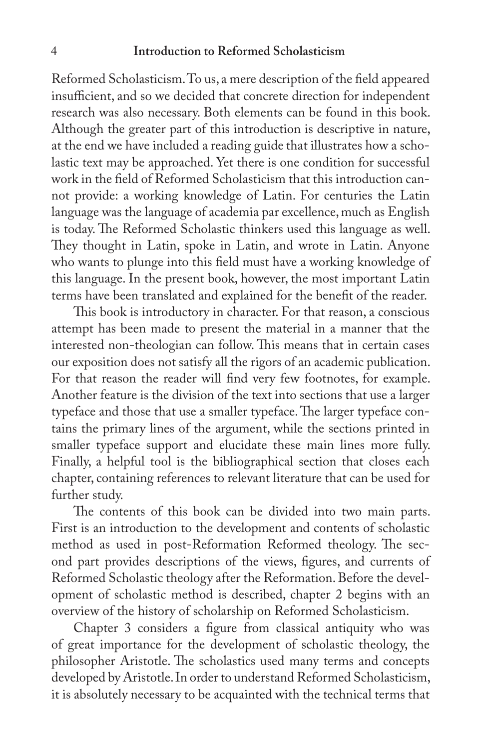Reformed Scholasticism. To us, a mere description of the field appeared insufficient, and so we decided that concrete direction for independent research was also necessary. Both elements can be found in this book. Although the greater part of this introduction is descriptive in nature, at the end we have included a reading guide that illustrates how a scholastic text may be approached. Yet there is one condition for successful work in the field of Reformed Scholasticism that this introduction cannot provide: a working knowledge of Latin. For centuries the Latin language was the language of academia par excellence, much as English is today. The Reformed Scholastic thinkers used this language as well. They thought in Latin, spoke in Latin, and wrote in Latin. Anyone who wants to plunge into this field must have a working knowledge of this language. In the present book, however, the most important Latin terms have been translated and explained for the benefit of the reader.

This book is introductory in character. For that reason, a conscious attempt has been made to present the material in a manner that the interested non-theologian can follow. This means that in certain cases our exposition does not satisfy all the rigors of an academic publication. For that reason the reader will find very few footnotes, for example. Another feature is the division of the text into sections that use a larger typeface and those that use a smaller typeface. The larger typeface contains the primary lines of the argument, while the sections printed in smaller typeface support and elucidate these main lines more fully. Finally, a helpful tool is the bibliographical section that closes each chapter, containing references to relevant literature that can be used for further study.

The contents of this book can be divided into two main parts. First is an introduction to the development and contents of scholastic method as used in post-Reformation Reformed theology. The second part provides descriptions of the views, figures, and currents of Reformed Scholastic theology after the Reformation. Before the development of scholastic method is described, chapter 2 begins with an overview of the history of scholarship on Reformed Scholasticism.

Chapter 3 considers a figure from classical antiquity who was of great importance for the development of scholastic theology, the philosopher Aristotle. The scholastics used many terms and concepts developed by Aristotle. In order to understand Reformed Scholasticism, it is absolutely necessary to be acquainted with the technical terms that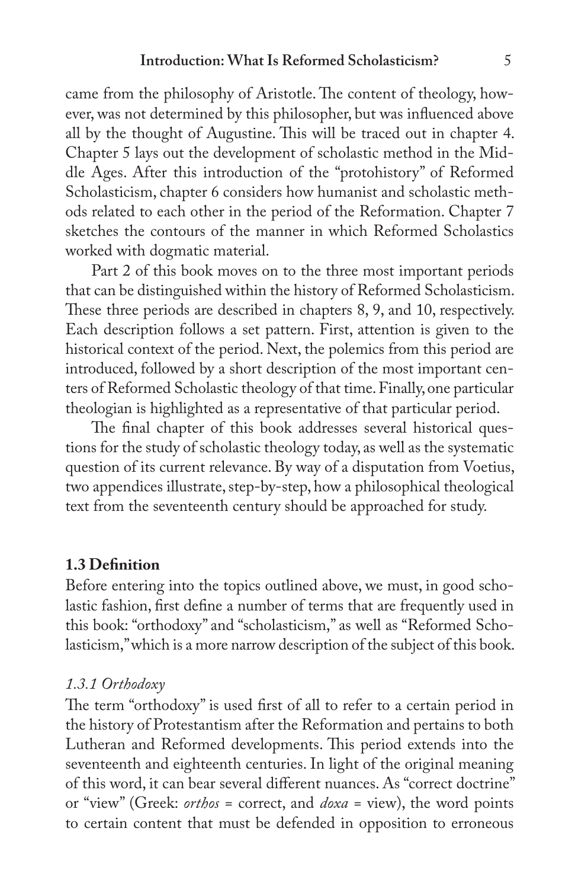came from the philosophy of Aristotle. The content of theology, however, was not determined by this philosopher, but was influenced above all by the thought of Augustine. This will be traced out in chapter 4. Chapter 5 lays out the development of scholastic method in the Middle Ages. After this introduction of the "protohistory" of Reformed Scholasticism, chapter 6 considers how humanist and scholastic methods related to each other in the period of the Reformation. Chapter 7 sketches the contours of the manner in which Reformed Scholastics worked with dogmatic material.

Part 2 of this book moves on to the three most important periods that can be distinguished within the history of Reformed Scholasticism. These three periods are described in chapters 8, 9, and 10, respectively. Each description follows a set pattern. First, attention is given to the historical context of the period. Next, the polemics from this period are introduced, followed by a short description of the most important centers of Reformed Scholastic theology of that time. Finally, one particular theologian is highlighted as a representative of that particular period.

The final chapter of this book addresses several historical questions for the study of scholastic theology today, as well as the systematic question of its current relevance. By way of a disputation from Voetius, two appendices illustrate, step-by-step, how a philosophical theological text from the seventeenth century should be approached for study.

## 1.3 Definition

Before entering into the topics outlined above, we must, in good scholastic fashion, first define a number of terms that are frequently used in this book: "orthodoxy" and "scholasticism," as well as "Reformed Scholasticism," which is a more narrow description of the subject of this book.

### *1.3.1 Orthodoxy*

The term "orthodoxy" is used first of all to refer to a certain period in the history of Protestantism after the Reformation and pertains to both Lutheran and Reformed developments. This period extends into the seventeenth and eighteenth centuries. In light of the original meaning of this word, it can bear several different nuances. As "correct doctrine" or "view" (Greek: *orthos* = correct, and *doxa* = view), the word points to certain content that must be defended in opposition to erroneous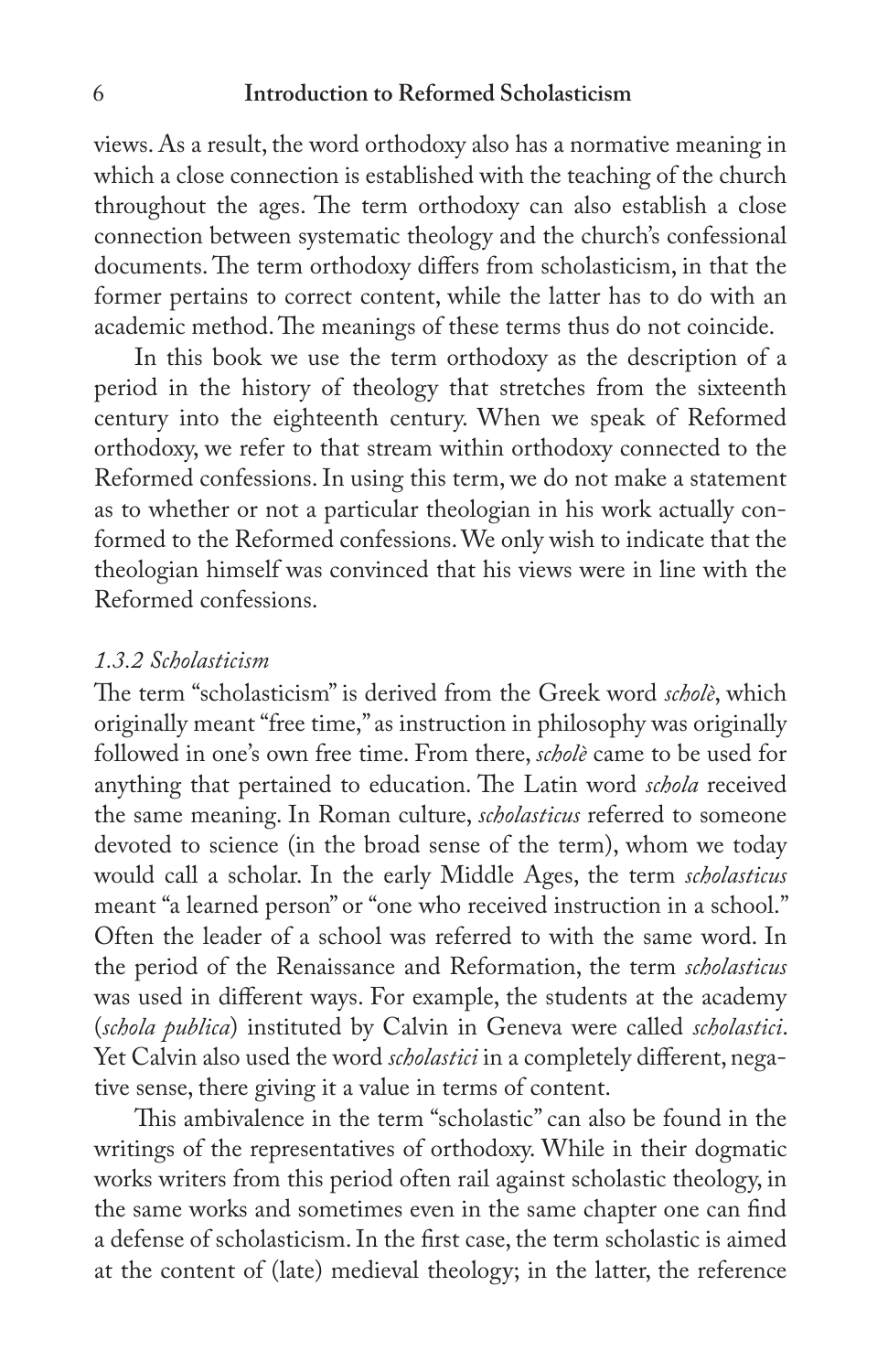views. As a result, the word orthodoxy also has a normative meaning in which a close connection is established with the teaching of the church throughout the ages. The term orthodoxy can also establish a close connection between systematic theology and the church's confessional documents. The term orthodoxy differs from scholasticism, in that the former pertains to correct content, while the latter has to do with an academic method. The meanings of these terms thus do not coincide.

In this book we use the term orthodoxy as the description of a period in the history of theology that stretches from the sixteenth century into the eighteenth century. When we speak of Reformed orthodoxy, we refer to that stream within orthodoxy connected to the Reformed confessions. In using this term, we do not make a statement as to whether or not a particular theologian in his work actually conformed to the Reformed confessions. We only wish to indicate that the theologian himself was convinced that his views were in line with the Reformed confessions.

### *1.3.2 Scholasticism*

The term "scholasticism" is derived from the Greek word *scholè*, which originally meant "free time," as instruction in philosophy was originally followed in one's own free time. From there, *scholè* came to be used for anything that pertained to education. The Latin word *schola* received the same meaning. In Roman culture, *scholasticus* referred to someone devoted to science (in the broad sense of the term), whom we today would call a scholar. In the early Middle Ages, the term *scholasticus* meant "a learned person" or "one who received instruction in a school." Often the leader of a school was referred to with the same word. In the period of the Renaissance and Reformation, the term *scholasticus* was used in different ways. For example, the students at the academy (*schola publica*) instituted by Calvin in Geneva were called *scholastici*. Yet Calvin also used the word *scholastici* in a completely different, negative sense, there giving it a value in terms of content.

This ambivalence in the term "scholastic" can also be found in the writings of the representatives of orthodoxy. While in their dogmatic works writers from this period often rail against scholastic theology, in the same works and sometimes even in the same chapter one can find a defense of scholasticism. In the first case, the term scholastic is aimed at the content of (late) medieval theology; in the latter, the reference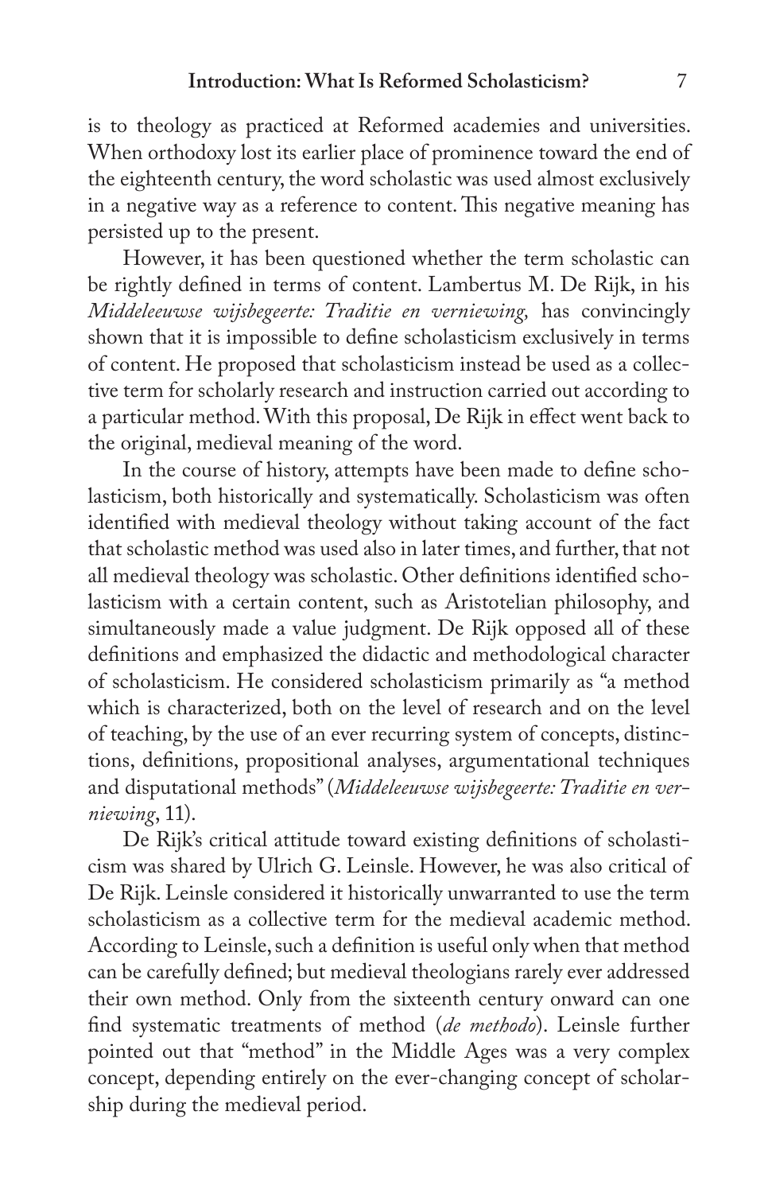is to theology as practiced at Reformed academies and universities. When orthodoxy lost its earlier place of prominence toward the end of the eighteenth century, the word scholastic was used almost exclusively in a negative way as a reference to content. This negative meaning has persisted up to the present.

However, it has been questioned whether the term scholastic can be rightly defined in terms of content. Lambertus M. De Rijk, in his *Middeleeuwse wijsbegeerte: Traditie en verniewing,* has convincingly shown that it is impossible to define scholasticism exclusively in terms of content. He proposed that scholasticism instead be used as a collective term for scholarly research and instruction carried out according to a particular method. With this proposal, De Rijk in effect went back to the original, medieval meaning of the word.

In the course of history, attempts have been made to define scholasticism, both historically and systematically. Scholasticism was often identified with medieval theology without taking account of the fact that scholastic method was used also in later times, and further, that not all medieval theology was scholastic. Other definitions identified scholasticism with a certain content, such as Aristotelian philosophy, and simultaneously made a value judgment. De Rijk opposed all of these definitions and emphasized the didactic and methodological character of scholasticism. He considered scholasticism primarily as "a method which is characterized, both on the level of research and on the level of teaching, by the use of an ever recurring system of concepts, distinctions, definitions, propositional analyses, argumentational techniques and disputational methods" (*Middeleeuwse wijsbegeerte: Traditie en verniewing*, 11).

De Rijk's critical attitude toward existing definitions of scholasticism was shared by Ulrich G. Leinsle. However, he was also critical of De Rijk. Leinsle considered it historically unwarranted to use the term scholasticism as a collective term for the medieval academic method. According to Leinsle, such a definition is useful only when that method can be carefully defined; but medieval theologians rarely ever addressed their own method. Only from the sixteenth century onward can one find systematic treatments of method (*de methodo*). Leinsle further pointed out that "method" in the Middle Ages was a very complex concept, depending entirely on the ever-changing concept of scholarship during the medieval period.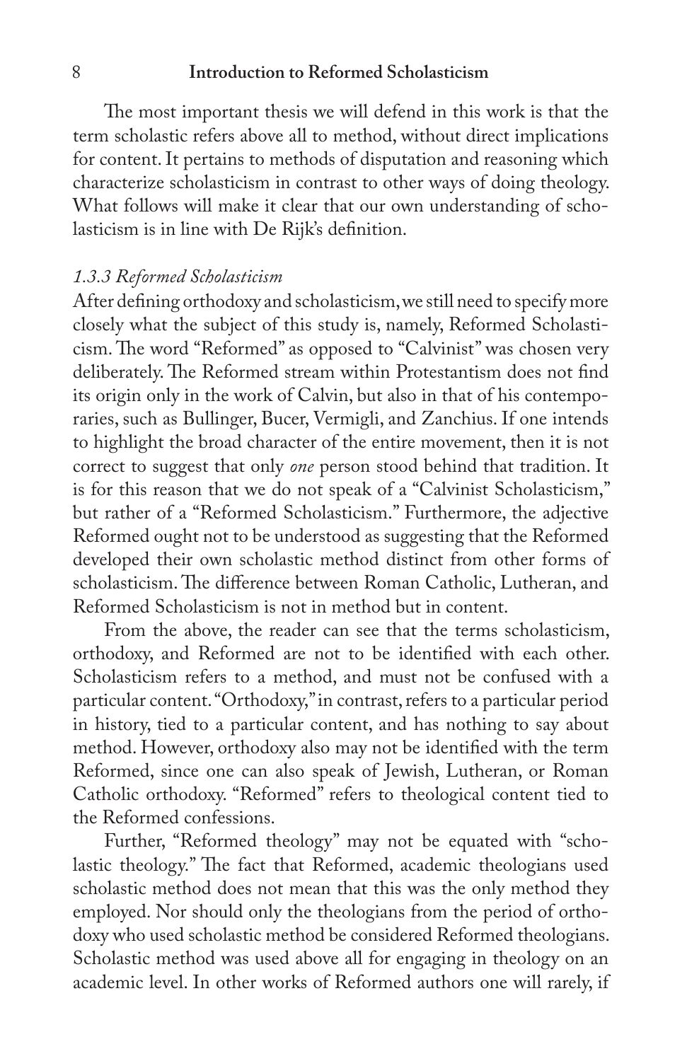The most important thesis we will defend in this work is that the term scholastic refers above all to method, without direct implications for content. It pertains to methods of disputation and reasoning which characterize scholasticism in contrast to other ways of doing theology. What follows will make it clear that our own understanding of scholasticism is in line with De Rijk's definition.

### *1.3.3 Reformed Scholasticism*

After defining orthodoxy and scholasticism, we still need to specify more closely what the subject of this study is, namely, Reformed Scholasticism. The word "Reformed" as opposed to "Calvinist" was chosen very deliberately. The Reformed stream within Protestantism does not find its origin only in the work of Calvin, but also in that of his contemporaries, such as Bullinger, Bucer, Vermigli, and Zanchius. If one intends to highlight the broad character of the entire movement, then it is not correct to suggest that only *one* person stood behind that tradition. It is for this reason that we do not speak of a "Calvinist Scholasticism," but rather of a "Reformed Scholasticism." Furthermore, the adjective Reformed ought not to be understood as suggesting that the Reformed developed their own scholastic method distinct from other forms of scholasticism. The difference between Roman Catholic, Lutheran, and Reformed Scholasticism is not in method but in content.

From the above, the reader can see that the terms scholasticism, orthodoxy, and Reformed are not to be identified with each other. Scholasticism refers to a method, and must not be confused with a particular content. "Orthodoxy," in contrast, refers to a particular period in history, tied to a particular content, and has nothing to say about method. However, orthodoxy also may not be identified with the term Reformed, since one can also speak of Jewish, Lutheran, or Roman Catholic orthodoxy. "Reformed" refers to theological content tied to the Reformed confessions.

Further, "Reformed theology" may not be equated with "scholastic theology." The fact that Reformed, academic theologians used scholastic method does not mean that this was the only method they employed. Nor should only the theologians from the period of orthodoxy who used scholastic method be considered Reformed theologians. Scholastic method was used above all for engaging in theology on an academic level. In other works of Reformed authors one will rarely, if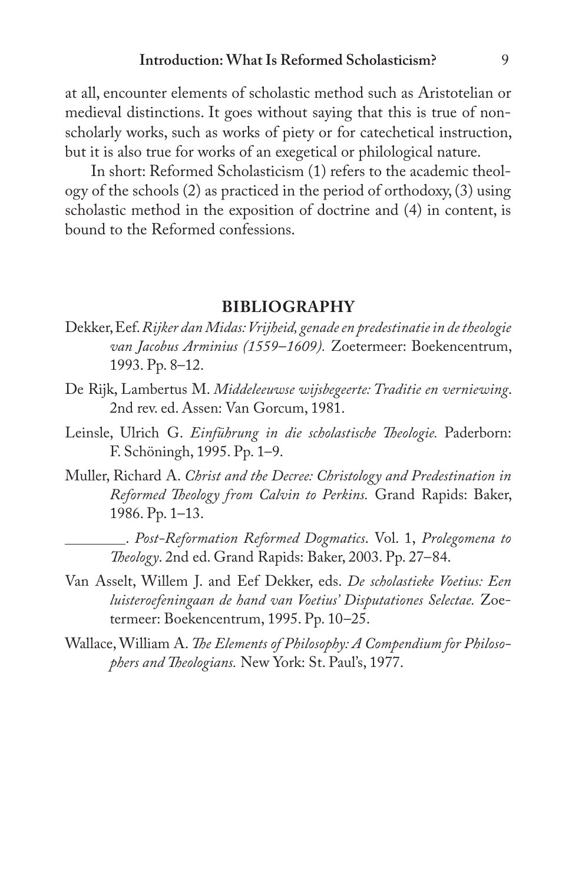at all, encounter elements of scholastic method such as Aristotelian or medieval distinctions. It goes without saying that this is true of non-scholarly works, such as works of piety or for catechetical instruction, but it is also true for works of an exegetical or philological nature.

In short: Reformed Scholasticism (1) refers to the academic theology of the schools (2) as practiced in the period of orthodoxy, (3) using scholastic method in the exposition of doctrine and (4) in content, is bound to the Reformed confessions.

## BIBLIOGRAPHY

Dekker, Eef. *Rijker dan Midas: Vrijheid, genade en predestinatie in de theologie van Jacobus Arminius (1559–1609).* Zoetermeer: Boekencentrum, 1993. Pp. 8–12.

De Rijk, Lambertus M. *Middeleeuwse wijsbegeerte: Traditie en verniewing*. 2nd rev. ed. Assen: Van Gorcum, 1981.

Leinsle, Ulrich G. *Einführung in die scholastische Theologie.* Paderborn: F. Schöningh, 1995. Pp. 1–9.

Muller, Richard A. *Christ and the Decree: Christology and Predestination in Reformed Theology from Calvin to Perkins.* Grand Rapids: Baker, 1986. Pp. 1–13.

________. *Post-Reformation Reformed Dogmatics*. Vol. 1, *Prolegomena to Theology*. 2nd ed. Grand Rapids: Baker, 2003. Pp. 27–84.

Van Asselt, Willem J. and Eef Dekker, eds. *De scholastieke Voetius: Een luisteroefeningaan de hand van Voetius' Disputationes Selectae.* Zoetermeer: Boekencentrum, 1995. Pp. 10–25.

Wallace, William A. *The Elements of Philosophy: A Compendium for Philosophers and Theologians.* New York: St. Paul's, 1977.